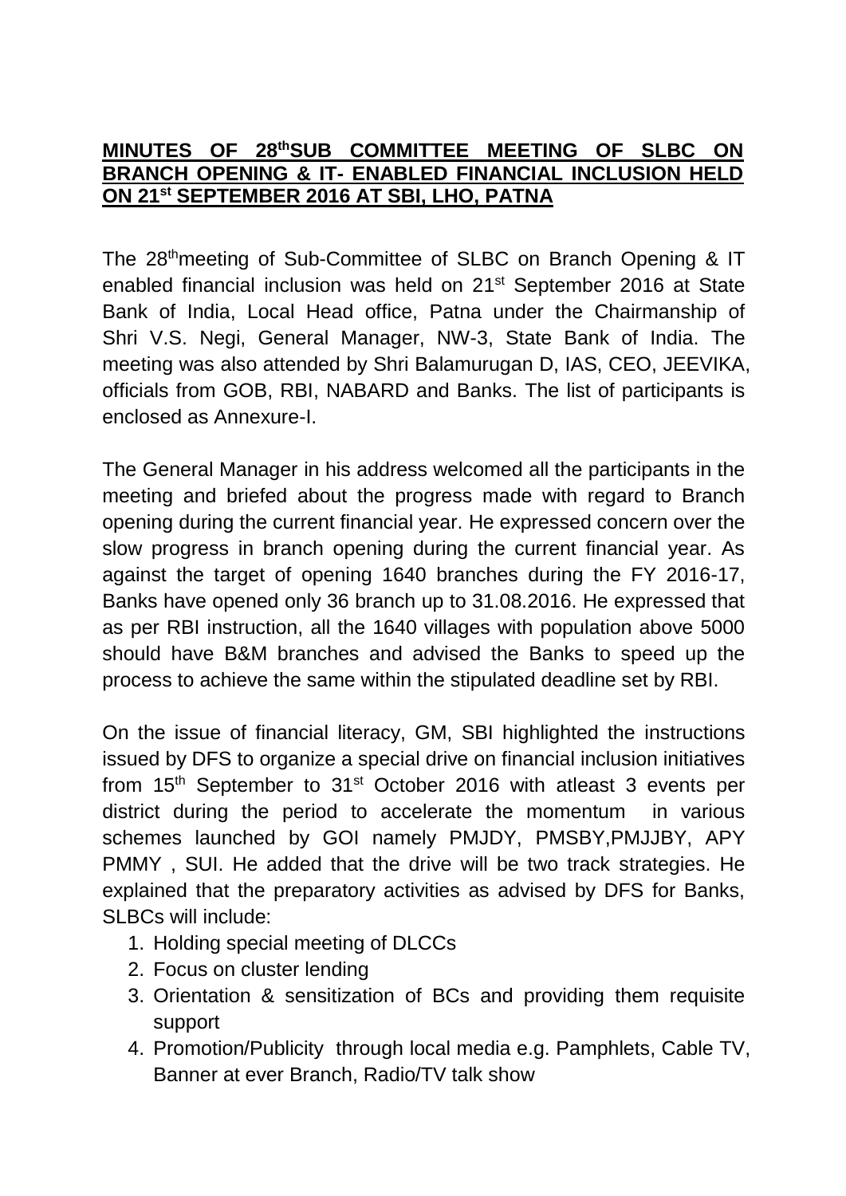**MINUTES OF 28th SUB COMMITTEE MEETING OF SLBC ON BRANCH OPENING & IT- ENABLED FINANCIAL INCLUSION HELD ON 21st SEPTEMBER 2016 AT SBI, LHO, PATNA**

The 28th meeting of Sub-Committee of SLBC on Branch Opening & IT enabled financial inclusion was held on 21st September 2016 at State Bank of India, Local Head office, Patna under the Chairmanship of Shri V.S. Negi, General Manager, NW-3, State Bank of India. The meeting was also attended by Shri Balamurugan D, IAS, CEO, JEEVIKA, officials from GOB, RBI, NABARD and Banks. The list of participants is enclosed as Annexure-I.

The General Manager in his address welcomed all the participants in the meeting and briefed about the progress made with regard to Branch opening during the current financial year. He expressed concern over the slow progress in branch opening during the current financial year. As against the target of opening 1640 branches during the FY 2016-17, Banks have opened only 36 branch up to 31.08.2016. He expressed that as per RBI instruction, all the 1640 villages with population above 5000 should have B&M branches and advised the Banks to speed up the process to achieve the same within the stipulated deadline set by RBI.

On the issue of financial literacy, GM, SBI highlighted the instructions issued by DFS to organize a special drive on financial inclusion initiatives from 15th September to 31st October 2016 with atleast 3 events per district during the period to accelerate the momentum in various schemes launched by GOI namely PMJDY, PMSBY,PMJJBY, APY PMMY , SUI. He added that the drive will be two track strategies. He explained that the preparatory activities as advised by DFS for Banks, SLBCs will include:

1. Holding special meeting of DLCCs
2. Focus on cluster lending
3. Orientation & sensitization of BCs and providing them requisite support
4. Promotion/Publicity through local media e.g. Pamphlets, Cable TV, Banner at ever Branch, Radio/TV talk show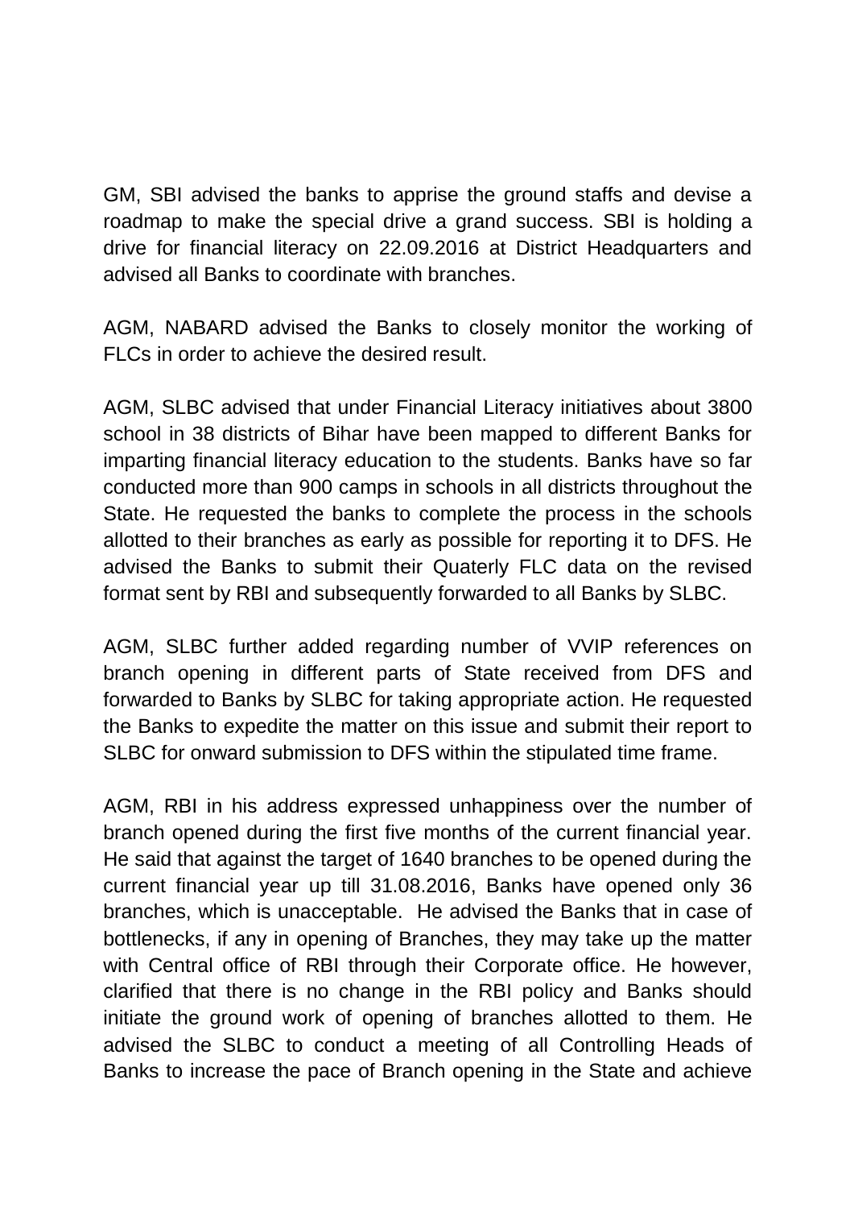GM, SBI advised the banks to apprise the ground staffs and devise a roadmap to make the special drive a grand success. SBI is holding a drive for financial literacy on 22.09.2016 at District Headquarters and advised all Banks to coordinate with branches.

AGM, NABARD advised the Banks to closely monitor the working of FLCs in order to achieve the desired result.

AGM, SLBC advised that under Financial Literacy initiatives about 3800 school in 38 districts of Bihar have been mapped to different Banks for imparting financial literacy education to the students. Banks have so far conducted more than 900 camps in schools in all districts throughout the State. He requested the banks to complete the process in the schools allotted to their branches as early as possible for reporting it to DFS. He advised the Banks to submit their Quaterly FLC data on the revised format sent by RBI and subsequently forwarded to all Banks by SLBC.

AGM, SLBC further added regarding number of VVIP references on branch opening in different parts of State received from DFS and forwarded to Banks by SLBC for taking appropriate action. He requested the Banks to expedite the matter on this issue and submit their report to SLBC for onward submission to DFS within the stipulated time frame.

AGM, RBI in his address expressed unhappiness over the number of branch opened during the first five months of the current financial year. He said that against the target of 1640 branches to be opened during the current financial year up till 31.08.2016, Banks have opened only 36 branches, which is unacceptable. He advised the Banks that in case of bottlenecks, if any in opening of Branches, they may take up the matter with Central office of RBI through their Corporate office. He however, clarified that there is no change in the RBI policy and Banks should initiate the ground work of opening of branches allotted to them. He advised the SLBC to conduct a meeting of all Controlling Heads of Banks to increase the pace of Branch opening in the State and achieve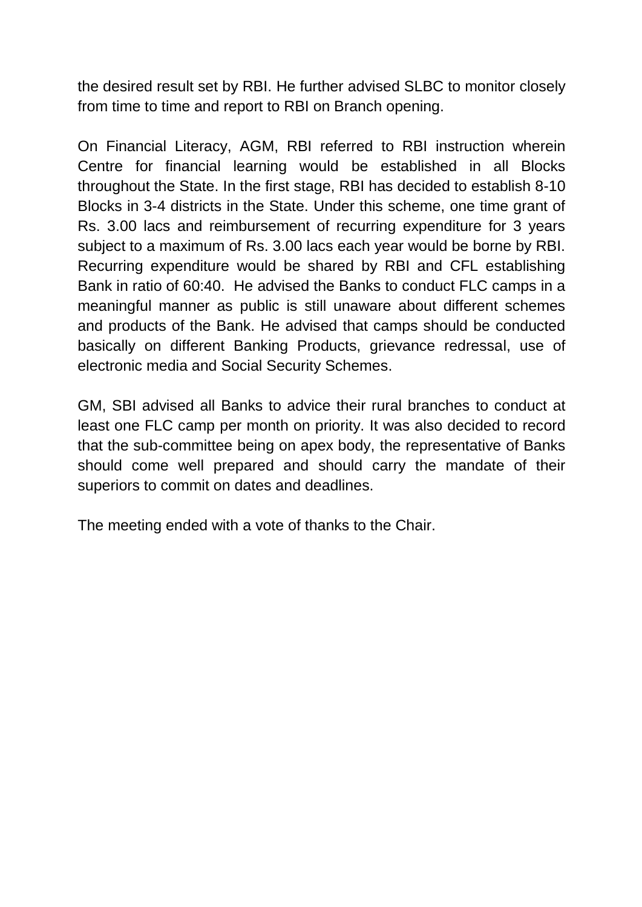the desired result set by RBI. He further advised SLBC to monitor closely from time to time and report to RBI on Branch opening.

On Financial Literacy, AGM, RBI referred to RBI instruction wherein Centre for financial learning would be established in all Blocks throughout the State. In the first stage, RBI has decided to establish 8-10 Blocks in 3-4 districts in the State. Under this scheme, one time grant of Rs. 3.00 lacs and reimbursement of recurring expenditure for 3 years subject to a maximum of Rs. 3.00 lacs each year would be borne by RBI. Recurring expenditure would be shared by RBI and CFL establishing Bank in ratio of 60:40. He advised the Banks to conduct FLC camps in a meaningful manner as public is still unaware about different schemes and products of the Bank. He advised that camps should be conducted basically on different Banking Products, grievance redressal, use of electronic media and Social Security Schemes.

GM, SBI advised all Banks to advice their rural branches to conduct at least one FLC camp per month on priority. It was also decided to record that the sub-committee being on apex body, the representative of Banks should come well prepared and should carry the mandate of their superiors to commit on dates and deadlines.

The meeting ended with a vote of thanks to the Chair.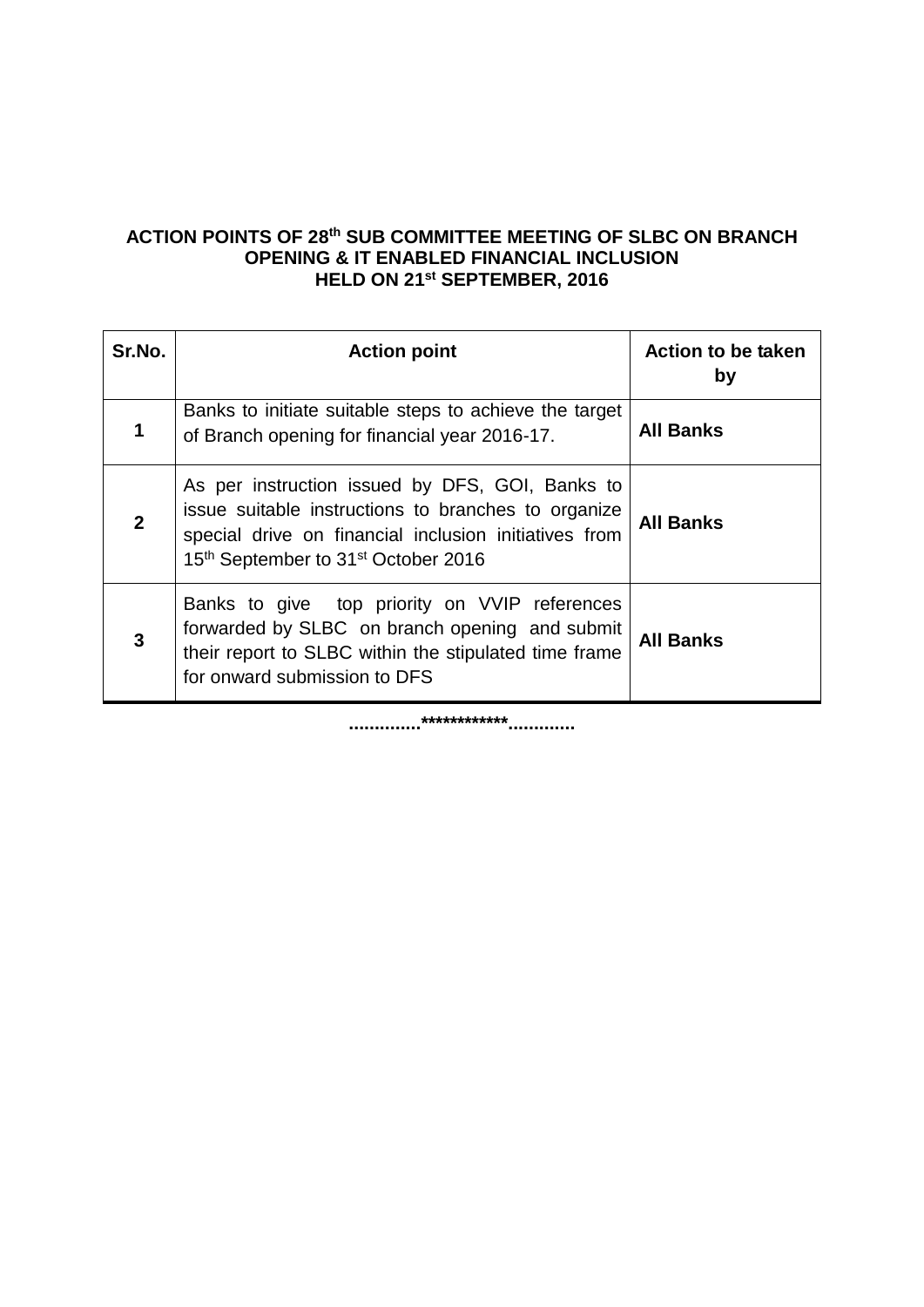**ACTION POINTS OF 28th SUB COMMITTEE MEETING OF SLBC ON BRANCH OPENING & IT ENABLED FINANCIAL INCLUSION HELD ON 21st SEPTEMBER, 2016**

| Sr.No. | Action point | Action to be taken by |
|---|---|---|
| **1** | Banks to initiate suitable steps to achieve the target of Branch opening for financial year 2016-17. | **All Banks** |
| **2** | As per instruction issued by DFS, GOI, Banks to issue suitable instructions to branches to organize special drive on financial inclusion initiatives from 15th September to 31st October 2016 | **All Banks** |
| **3** | Banks to give top priority on VVIP references forwarded by SLBC on branch opening and submit their report to SLBC within the stipulated time frame for onward submission to DFS | **All Banks** |

.............************.............